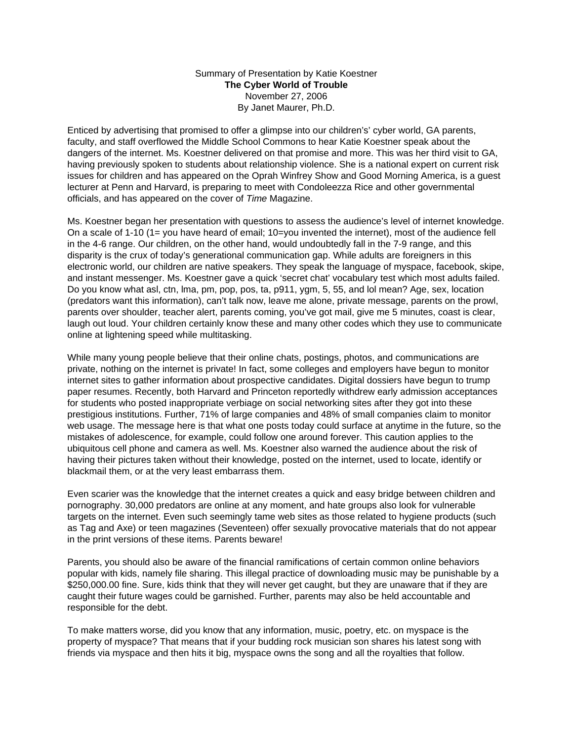Summary of Presentation by Katie Koestner

**The Cyber World of Trouble**

November 27, 2006

By Janet Maurer, Ph.D.

Enticed by advertising that promised to offer a glimpse into our children's' cyber world, GA parents, faculty, and staff overflowed the Middle School Commons to hear Katie Koestner speak about the dangers of the internet. Ms. Koestner delivered on that promise and more. This was her third visit to GA, having previously spoken to students about relationship violence. She is a national expert on current risk issues for children and has appeared on the Oprah Winfrey Show and Good Morning America, is a guest lecturer at Penn and Harvard, is preparing to meet with Condoleezza Rice and other governmental officials, and has appeared on the cover of *Time* Magazine.

Ms. Koestner began her presentation with questions to assess the audience's level of internet knowledge. On a scale of 1-10 (1= you have heard of email; 10=you invented the internet), most of the audience fell in the 4-6 range. Our children, on the other hand, would undoubtedly fall in the 7-9 range, and this disparity is the crux of today's generational communication gap. While adults are foreigners in this electronic world, our children are native speakers. They speak the language of myspace, facebook, skipe, and instant messenger. Ms. Koestner gave a quick 'secret chat' vocabulary test which most adults failed. Do you know what asl, ctn, lma, pm, pop, pos, ta, p911, ygm, 5, 55, and lol mean? Age, sex, location (predators want this information), can't talk now, leave me alone, private message, parents on the prowl, parents over shoulder, teacher alert, parents coming, you've got mail, give me 5 minutes, coast is clear, laugh out loud. Your children certainly know these and many other codes which they use to communicate online at lightening speed while multitasking.

While many young people believe that their online chats, postings, photos, and communications are private, nothing on the internet is private! In fact, some colleges and employers have begun to monitor internet sites to gather information about prospective candidates. Digital dossiers have begun to trump paper resumes. Recently, both Harvard and Princeton reportedly withdrew early admission acceptances for students who posted inappropriate verbiage on social networking sites after they got into these prestigious institutions. Further, 71% of large companies and 48% of small companies claim to monitor web usage. The message here is that what one posts today could surface at anytime in the future, so the mistakes of adolescence, for example, could follow one around forever. This caution applies to the ubiquitous cell phone and camera as well. Ms. Koestner also warned the audience about the risk of having their pictures taken without their knowledge, posted on the internet, used to locate, identify or blackmail them, or at the very least embarrass them.

Even scarier was the knowledge that the internet creates a quick and easy bridge between children and pornography. 30,000 predators are online at any moment, and hate groups also look for vulnerable targets on the internet. Even such seemingly tame web sites as those related to hygiene products (such as Tag and Axe) or teen magazines (Seventeen) offer sexually provocative materials that do not appear in the print versions of these items. Parents beware!

Parents, you should also be aware of the financial ramifications of certain common online behaviors popular with kids, namely file sharing. This illegal practice of downloading music may be punishable by a $250,000.00 fine. Sure, kids think that they will never get caught, but they are unaware that if they are caught their future wages could be garnished. Further, parents may also be held accountable and responsible for the debt.

To make matters worse, did you know that any information, music, poetry, etc. on myspace is the property of myspace? That means that if your budding rock musician son shares his latest song with friends via myspace and then hits it big, myspace owns the song and all the royalties that follow.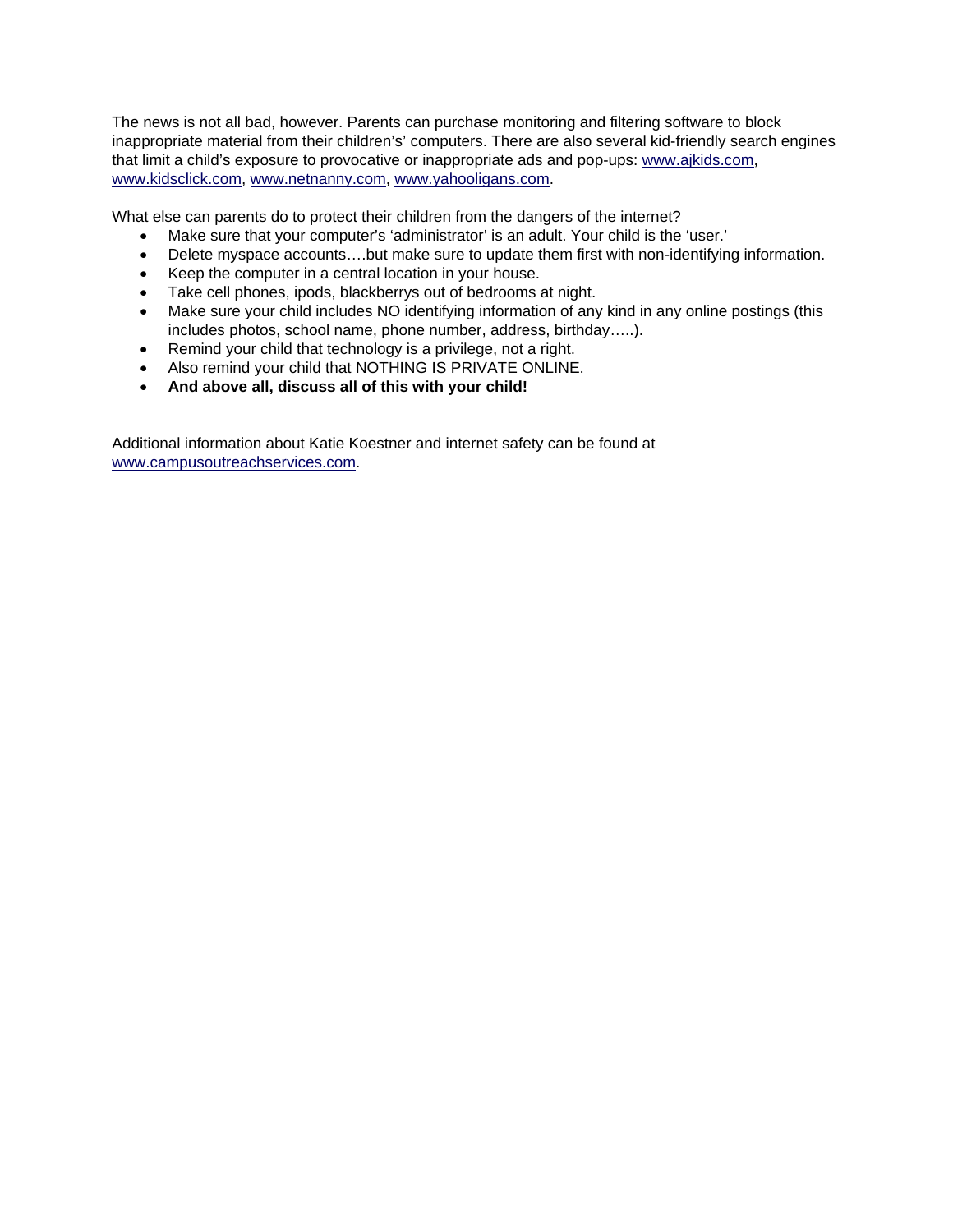The news is not all bad, however. Parents can purchase monitoring and filtering software to block inappropriate material from their children's' computers. There are also several kid-friendly search engines that limit a child's exposure to provocative or inappropriate ads and pop-ups: www.ajkids.com, www.kidsclick.com, www.netnanny.com, www.yahooligans.com.

What else can parents do to protect their children from the dangers of the internet?

- Make sure that your computer's 'administrator' is an adult. Your child is the 'user.'
- Delete myspace accounts….but make sure to update them first with non-identifying information.
- Keep the computer in a central location in your house.
- Take cell phones, ipods, blackberrys out of bedrooms at night.
- Make sure your child includes NO identifying information of any kind in any online postings (this includes photos, school name, phone number, address, birthday…..).
- Remind your child that technology is a privilege, not a right.
- Also remind your child that NOTHING IS PRIVATE ONLINE.
- **And above all, discuss all of this with your child!**

Additional information about Katie Koestner and internet safety can be found at www.campusoutreachservices.com.